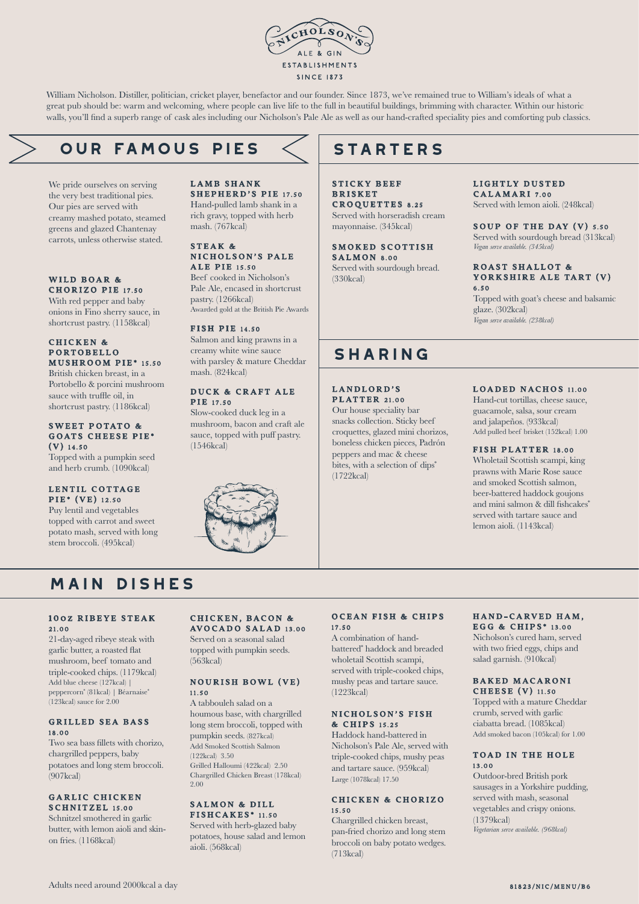NICHOLSON'S ALE & GIN ESTABLISHMENTS SINCE 1873

William Nicholson. Distiller, politician, cricket player, benefactor and our founder. Since 1873, we've remained true to William's ideals of what a great pub should be: warm and welcoming, where people can live life to the full in beautiful buildings, brimming with character. Within our historic walls, you'll find a superb range of cask ales including our Nicholson's Pale Ale as well as our hand-crafted speciality pies and comforting pub classics.

## OUR FAMOUS PIES

We pride ourselves on serving the very best traditional pies. Our pies are served with creamy mashed potato, steamed greens and glazed Chantenay carrots, unless otherwise stated.

### WILD BOAR & CHORIZO PIE 17.50

With red pepper and baby onions in Fino sherry sauce, in shortcrust pastry. (1158kcal)

### CHICKEN & PORTOBELLO MUSHROOM PIE* 15.50

British chicken breast, in a Portobello & porcini mushroom sauce with truffle oil, in shortcrust pastry. (1186kcal)

### SWEET POTATO & GOATS CHEESE PIE* (V) 14.50

Topped with a pumpkin seed and herb crumb. (1090kcal)

### LENTIL COTTAGE PIE* (VE) 12.50

Puy lentil and vegetables topped with carrot and sweet potato mash, served with long stem broccoli. (495kcal)

### LAMB SHANK SHEPHERD'S PIE 17.50

Hand-pulled lamb shank in a rich gravy, topped with herb mash. (767kcal)

### STEAK & NICHOLSON'S PALE ALE PIE 15.50

Beef cooked in Nicholson's Pale Ale, encased in shortcrust pastry. (1266kcal)
Awarded gold at the British Pie Awards

### FISH PIE 14.50

Salmon and king prawns in a creamy white wine sauce with parsley & mature Cheddar mash. (824kcal)

### DUCK & CRAFT ALE PIE 17.50

Slow-cooked duck leg in a mushroom, bacon and craft ale sauce, topped with puff pastry. (1546kcal)

## STARTERS

### STICKY BEEF BRISKET CROQUETTES 8.25

Served with horseradish cream mayonnaise. (345kcal)

### SMOKED SCOTTISH SALMON 8.00

Served with sourdough bread. (330kcal)

### LIGHTLY DUSTED CALAMARI 7.00

Served with lemon aioli. (248kcal)

### SOUP OF THE DAY (V) 5.50

Served with sourdough bread (313kcal)
*Vegan serve available. (345kcal)*

### ROAST SHALLOT & YORKSHIRE ALE TART (V) 6.50

Topped with goat's cheese and balsamic glaze. (302kcal)
*Vegan serve available. (238kcal)*

## SHARING

### LANDLORD'S PLATTER 21.00

Our house speciality bar snacks collection. Sticky beef croquettes, glazed mini chorizos, boneless chicken pieces, Padrón peppers and mac & cheese bites, with a selection of dips* (1722kcal)

### LOADED NACHOS 11.00

Hand-cut tortillas, cheese sauce, guacamole, salsa, sour cream and jalapeños. (933kcal)
Add pulled beef brisket (152kcal) 1.00

### FISH PLATTER 18.00

Wholetail Scottish scampi, king prawns with Marie Rose sauce and smoked Scottish salmon, beer-battered haddock goujons and mini salmon & dill fishcakes* served with tartare sauce and lemon aioli. (1143kcal)

## MAIN DISHES

### 10OZ RIBEYE STEAK 21.00

21-day-aged ribeye steak with garlic butter, a roasted flat mushroom, beef tomato and triple-cooked chips. (1179kcal)
Add blue cheese (127kcal) | peppercorn* (81kcal) | Béarnaise* (123kcal) sauce for 2.00

### GRILLED SEA BASS 18.00

Two sea bass fillets with chorizo, chargrilled peppers, baby potatoes and long stem broccoli. (907kcal)

### GARLIC CHICKEN SCHNITZEL 15.00

Schnitzel smothered in garlic butter, with lemon aioli and skin-on fries. (1168kcal)

### CHICKEN, BACON & AVOCADO SALAD 13.00

Served on a seasonal salad topped with pumpkin seeds. (563kcal)

### NOURISH BOWL (VE) 11.50

A tabbouleh salad on a houmous base, with chargrilled long stem broccoli, topped with pumpkin seeds. (827kcal)
Add Smoked Scottish Salmon (122kcal) 3.50
Grilled Halloumi (422kcal) 2.50
Chargrilled Chicken Breast (178kcal) 2.00

### SALMON & DILL FISHCAKES* 11.50

Served with herb-glazed baby potatoes, house salad and lemon aioli. (568kcal)

### OCEAN FISH & CHIPS 17.50

A combination of hand-battered* haddock and breaded wholetail Scottish scampi, served with triple-cooked chips, mushy peas and tartare sauce. (1223kcal)

### NICHOLSON'S FISH & CHIPS 15.25

Haddock hand-battered in Nicholson's Pale Ale, served with triple-cooked chips, mushy peas and tartare sauce. (959kcal)
Large (1078kcal) 17.50

### CHICKEN & CHORIZO 15.50

Chargrilled chicken breast, pan-fried chorizo and long stem broccoli on baby potato wedges. (713kcal)

### HAND-CARVED HAM, EGG & CHIPS* 13.00

Nicholson's cured ham, served with two fried eggs, chips and salad garnish. (910kcal)

### BAKED MACARONI CHEESE (V) 11.50

Topped with a mature Cheddar crumb, served with garlic ciabatta bread. (1085kcal)
Add smoked bacon (105kcal) for 1.00

### TOAD IN THE HOLE 13.00

Outdoor-bred British pork sausages in a Yorkshire pudding, served with mash, seasonal vegetables and crispy onions. (1379kcal)
*Vegetarian serve available. (968kcal)*

Adults need around 2000kcal a day

81823/NIC/MENU/B6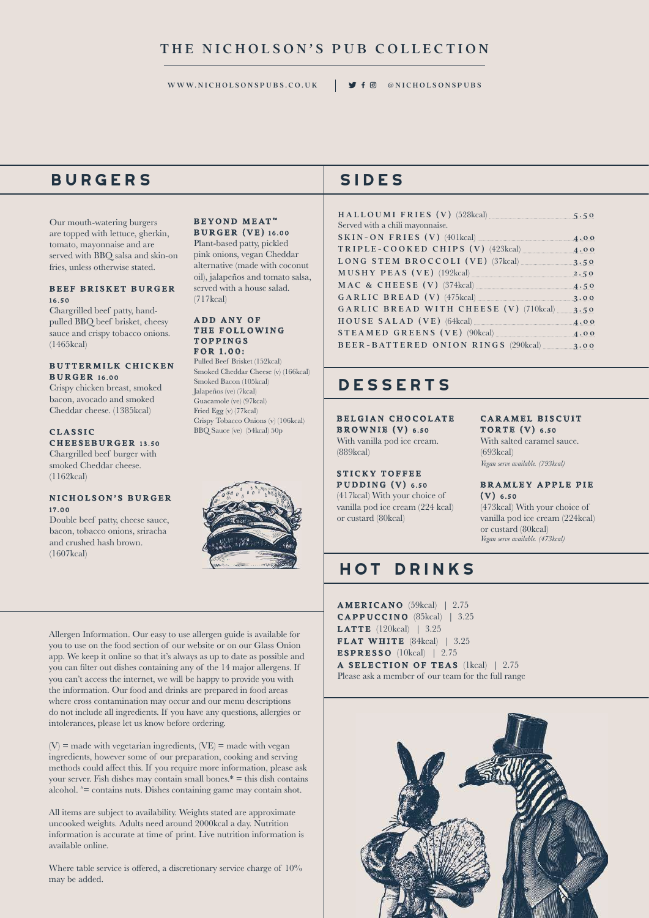# THE NICHOLSON'S PUB COLLECTION

WWW.NICHOLSONSPUBS.CO.UK | @NICHOLSONSPUBS

## BURGERS

Our mouth-watering burgers are topped with lettuce, gherkin, tomato, mayonnaise and are served with BBQ salsa and skin-on fries, unless otherwise stated.

### BEEF BRISKET BURGER 16.50
Chargrilled beef patty, hand-pulled BBQ beef brisket, cheesy sauce and crispy tobacco onions. (1465kcal)

### BUTTERMILK CHICKEN BURGER 16.00
Crispy chicken breast, smoked bacon, avocado and smoked Cheddar cheese. (1385kcal)

### CLASSIC CHEESEBURGER 13.50
Chargrilled beef burger with smoked Cheddar cheese. (1162kcal)

### NICHOLSON'S BURGER 17.00
Double beef patty, cheese sauce, bacon, tobacco onions, sriracha and crushed hash brown. (1607kcal)

### BEYOND MEAT™ BURGER (VE) 16.00
Plant-based patty, pickled pink onions, vegan Cheddar alternative (made with coconut oil), jalapeños and tomato salsa, served with a house salad. (717kcal)

### ADD ANY OF THE FOLLOWING TOPPINGS FOR 1.00:
Pulled Beef Brisket (152kcal)
Smoked Cheddar Cheese (v) (166kcal)
Smoked Bacon (105kcal)
Jalapeños (ve) (7kcal)
Guacamole (ve) (97kcal)
Fried Egg (v) (77kcal)
Crispy Tobacco Onions (v) (106kcal)
BBQ Sauce (ve) (54kcal) 50p

## SIDES

| | |
|---|---|
| HALLOUMI FRIES (V) (528kcal) Served with a chili mayonnaise. | 5.50 |
| SKIN-ON FRIES (V) (401kcal) | 4.00 |
| TRIPLE-COOKED CHIPS (V) (423kcal) | 4.00 |
| LONG STEM BROCCOLI (VE) (37kcal) | 3.50 |
| MUSHY PEAS (VE) (192kcal) | 2.50 |
| MAC & CHEESE (V) (374kcal) | 4.50 |
| GARLIC BREAD (V) (475kcal) | 3.00 |
| GARLIC BREAD WITH CHEESE (V) (710kcal) | 3.50 |
| HOUSE SALAD (VE) (64kcal) | 4.00 |
| STEAMED GREENS (VE) (90kcal) | 4.00 |
| BEER-BATTERED ONION RINGS (290kcal) | 3.00 |

## DESSERTS

### BELGIAN CHOCOLATE BROWNIE (V) 6.50
With vanilla pod ice cream. (889kcal)

### STICKY TOFFEE PUDDING (V) 6.50
(417kcal) With your choice of vanilla pod ice cream (224 kcal) or custard (80kcal)

### CARAMEL BISCUIT TORTE (V) 6.50
With salted caramel sauce. (693kcal)
*Vegan serve available. (793kcal)*

### BRAMLEY APPLE PIE (V) 6.50
(473kcal) With your choice of vanilla pod ice cream (224kcal) or custard (80kcal)
*Vegan serve available. (473kcal)*

## HOT DRINKS

**AMERICANO** (59kcal) | 2.75
**CAPPUCCINO** (85kcal) | 3.25
**LATTE** (120kcal) | 3.25
**FLAT WHITE** (84kcal) | 3.25
**ESPRESSO** (10kcal) | 2.75
**A SELECTION OF TEAS** (1kcal) | 2.75
Please ask a member of our team for the full range

Allergen Information. Our easy to use allergen guide is available for you to use on the food section of our website or on our Glass Onion app. We keep it online so that it's always as up to date as possible and you can filter out dishes containing any of the 14 major allergens. If you can't access the internet, we will be happy to provide you with the information. Our food and drinks are prepared in food areas where cross contamination may occur and our menu descriptions do not include all ingredients. If you have any questions, allergies or intolerances, please let us know before ordering.

(V) = made with vegetarian ingredients, (VE) = made with vegan ingredients, however some of our preparation, cooking and serving methods could affect this. If you require more information, please ask your server. Fish dishes may contain small bones.* = this dish contains alcohol. ^= contains nuts. Dishes containing game may contain shot.

All items are subject to availability. Weights stated are approximate uncooked weights. Adults need around 2000kcal a day. Nutrition information is accurate at time of print. Live nutrition information is available online.

Where table service is offered, a discretionary service charge of 10% may be added.